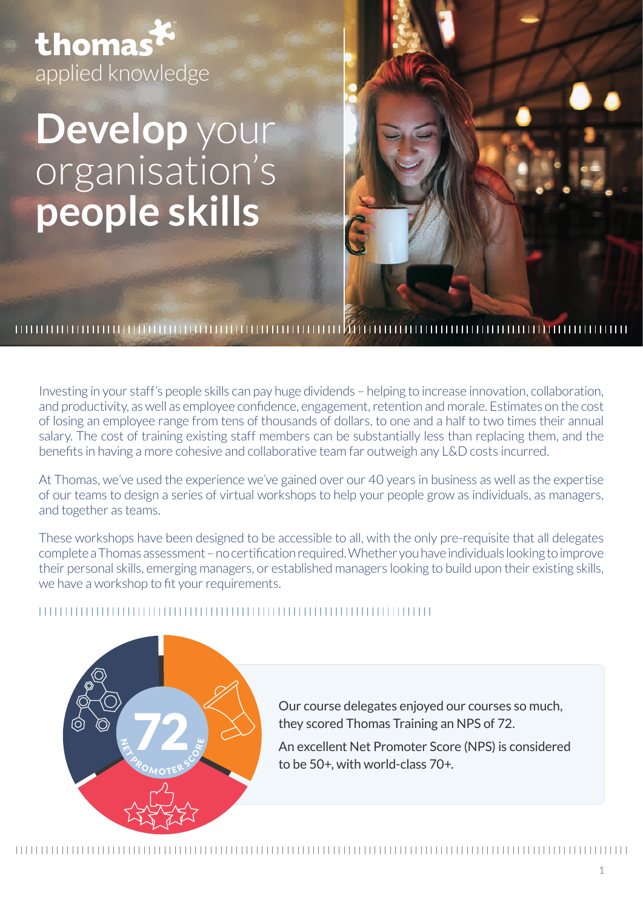thomas
applied knowledge

# **Develop** your organisation's **people skills**

Investing in your staff's people skills can pay huge dividends – helping to increase innovation, collaboration, and productivity, as well as employee confidence, engagement, retention and morale. Estimates on the cost of losing an employee range from tens of thousands of dollars, to one and a half to two times their annual salary. The cost of training existing staff members can be substantially less than replacing them, and the benefits in having a more cohesive and collaborative team far outweigh any L&D costs incurred.

At Thomas, we've used the experience we've gained over our 40 years in business as well as the expertise of our teams to design a series of virtual workshops to help your people grow as individuals, as managers, and together as teams.

These workshops have been designed to be accessible to all, with the only pre-requisite that all delegates complete a Thomas assessment – no certification required. Whether you have individuals looking to improve their personal skills, emerging managers, or established managers looking to build upon their existing skills, we have a workshop to fit your requirements.

72
NET PROMOTER SCORE

Our course delegates enjoyed our courses so much, they scored Thomas Training an NPS of 72.

An excellent Net Promoter Score (NPS) is considered to be 50+, with world-class 70+.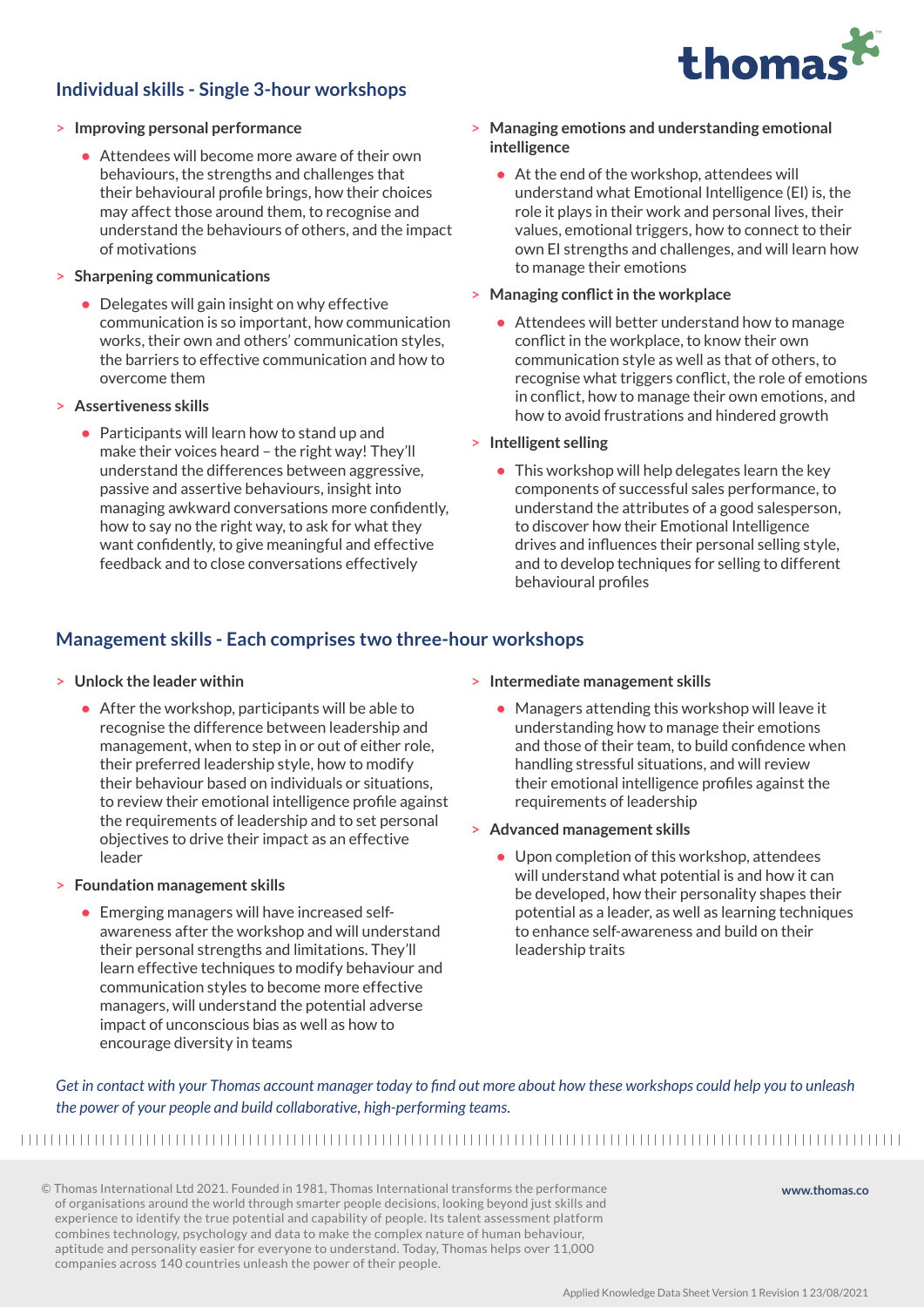## Individual skills - Single 3-hour workshops

- **Improving personal performance**
  - Attendees will become more aware of their own behaviours, the strengths and challenges that their behavioural profile brings, how their choices may affect those around them, to recognise and understand the behaviours of others, and the impact of motivations
- **Sharpening communications**
  - Delegates will gain insight on why effective communication is so important, how communication works, their own and others' communication styles, the barriers to effective communication and how to overcome them
- **Assertiveness skills**
  - Participants will learn how to stand up and make their voices heard – the right way! They'll understand the differences between aggressive, passive and assertive behaviours, insight into managing awkward conversations more confidently, how to say no the right way, to ask for what they want confidently, to give meaningful and effective feedback and to close conversations effectively
- **Managing emotions and understanding emotional intelligence**
  - At the end of the workshop, attendees will understand what Emotional Intelligence (EI) is, the role it plays in their work and personal lives, their values, emotional triggers, how to connect to their own EI strengths and challenges, and will learn how to manage their emotions
- **Managing conflict in the workplace**
  - Attendees will better understand how to manage conflict in the workplace, to know their own communication style as well as that of others, to recognise what triggers conflict, the role of emotions in conflict, how to manage their own emotions, and how to avoid frustrations and hindered growth
- **Intelligent selling**
  - This workshop will help delegates learn the key components of successful sales performance, to understand the attributes of a good salesperson, to discover how their Emotional Intelligence drives and influences their personal selling style, and to develop techniques for selling to different behavioural profiles

## Management skills - Each comprises two three-hour workshops

- **Unlock the leader within**
  - After the workshop, participants will be able to recognise the difference between leadership and management, when to step in or out of either role, their preferred leadership style, how to modify their behaviour based on individuals or situations, to review their emotional intelligence profile against the requirements of leadership and to set personal objectives to drive their impact as an effective leader
- **Foundation management skills**
  - Emerging managers will have increased self-awareness after the workshop and will understand their personal strengths and limitations. They'll learn effective techniques to modify behaviour and communication styles to become more effective managers, will understand the potential adverse impact of unconscious bias as well as how to encourage diversity in teams
- **Intermediate management skills**
  - Managers attending this workshop will leave it understanding how to manage their emotions and those of their team, to build confidence when handling stressful situations, and will review their emotional intelligence profiles against the requirements of leadership
- **Advanced management skills**
  - Upon completion of this workshop, attendees will understand what potential is and how it can be developed, how their personality shapes their potential as a leader, as well as learning techniques to enhance self-awareness and build on their leadership traits

*Get in contact with your Thomas account manager today to find out more about how these workshops could help you to unleash the power of your people and build collaborative, high-performing teams.*

© Thomas International Ltd 2021. Founded in 1981, Thomas International transforms the performance of organisations around the world through smarter people decisions, looking beyond just skills and experience to identify the true potential and capability of people. Its talent assessment platform combines technology, psychology and data to make the complex nature of human behaviour, aptitude and personality easier for everyone to understand. Today, Thomas helps over 11,000 companies across 140 countries unleash the power of their people.

**www.thomas.co**

Applied Knowledge Data Sheet Version 1 Revision 1 23/08/2021